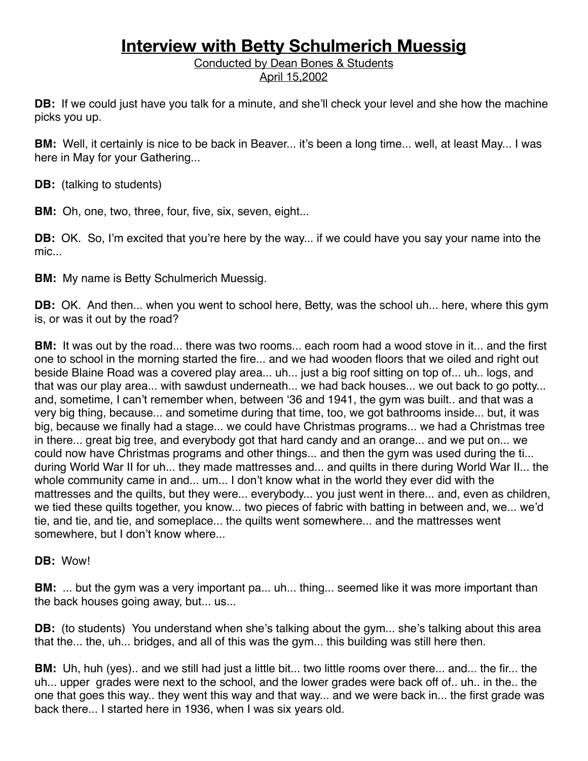# Interview with Betty Schulmerich Muessig

Conducted by Dean Bones & Students
April 15,2002

**DB:** If we could just have you talk for a minute, and she'll check your level and she how the machine picks you up.

**BM:** Well, it certainly is nice to be back in Beaver... it's been a long time... well, at least May... I was here in May for your Gathering...

**DB:** (talking to students)

**BM:** Oh, one, two, three, four, five, six, seven, eight...

**DB:** OK. So, I'm excited that you're here by the way... if we could have you say your name into the mic...

**BM:** My name is Betty Schulmerich Muessig.

**DB:** OK. And then... when you went to school here, Betty, was the school uh... here, where this gym is, or was it out by the road?

**BM:** It was out by the road... there was two rooms... each room had a wood stove in it... and the first one to school in the morning started the fire... and we had wooden floors that we oiled and right out beside Blaine Road was a covered play area... uh... just a big roof sitting on top of... uh.. logs, and that was our play area... with sawdust underneath... we had back houses... we out back to go potty... and, sometime, I can't remember when, between '36 and 1941, the gym was built.. and that was a very big thing, because... and sometime during that time, too, we got bathrooms inside... but, it was big, because we finally had a stage... we could have Christmas programs... we had a Christmas tree in there... great big tree, and everybody got that hard candy and an orange... and we put on... we could now have Christmas programs and other things... and then the gym was used during the ti... during World War II for uh... they made mattresses and... and quilts in there during World War II... the whole community came in and... um... I don't know what in the world they ever did with the mattresses and the quilts, but they were... everybody... you just went in there... and, even as children, we tied these quilts together, you know... two pieces of fabric with batting in between and, we... we'd tie, and tie, and tie, and someplace... the quilts went somewhere... and the mattresses went somewhere, but I don't know where...

**DB:** Wow!

**BM:** ... but the gym was a very important pa... uh... thing... seemed like it was more important than the back houses going away, but... us...

**DB:** (to students) You understand when she's talking about the gym... she's talking about this area that the... the, uh... bridges, and all of this was the gym... this building was still here then.

**BM:** Uh, huh (yes).. and we still had just a little bit... two little rooms over there... and... the fir... the uh... upper grades were next to the school, and the lower grades were back off of.. uh.. in the.. the one that goes this way.. they went this way and that way... and we were back in... the first grade was back there... I started here in 1936, when I was six years old.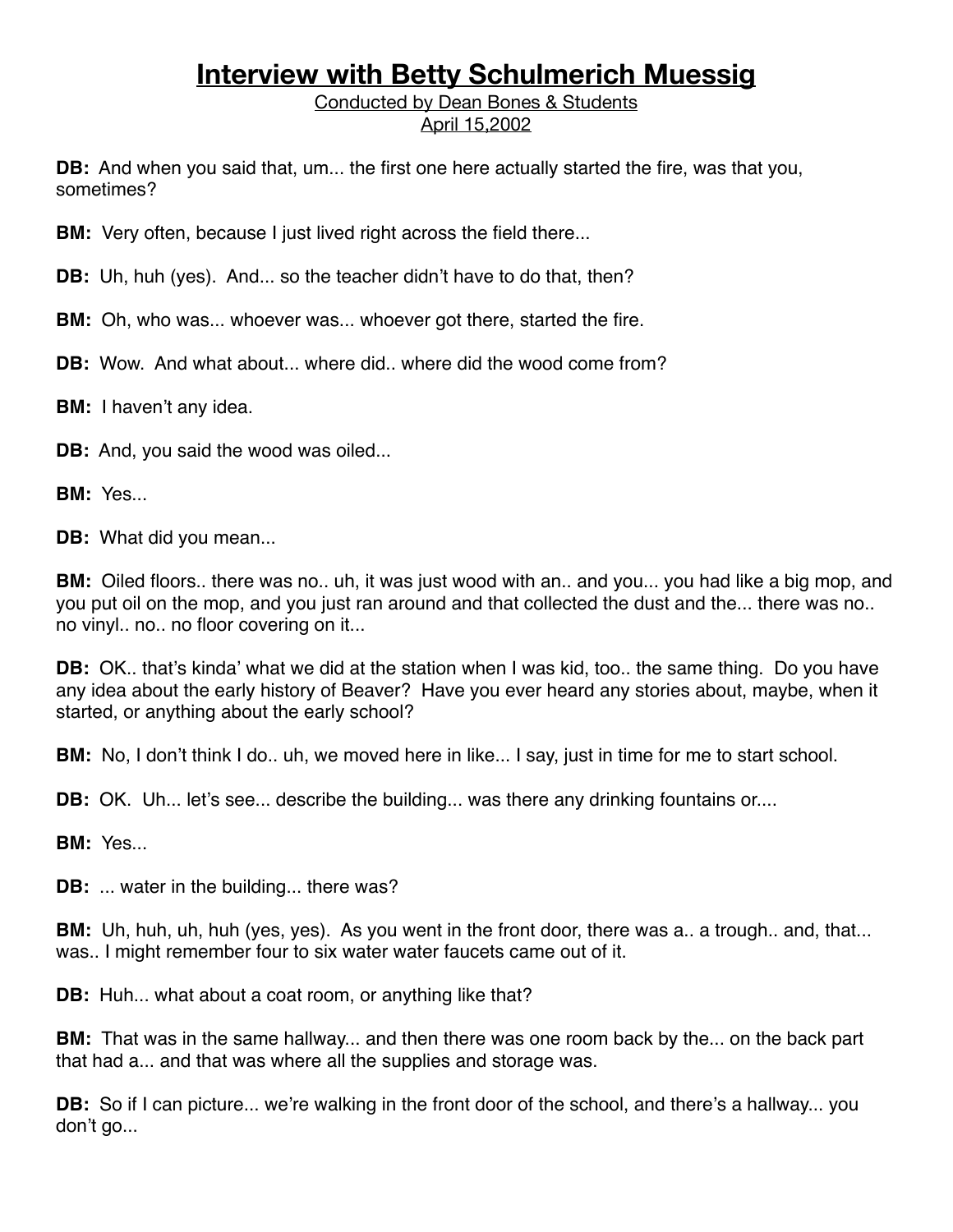# Interview with Betty Schulmerich Muessig

Conducted by Dean Bones & Students
April 15,2002

**DB:** And when you said that, um... the first one here actually started the fire, was that you, sometimes?

**BM:** Very often, because I just lived right across the field there...

**DB:** Uh, huh (yes). And... so the teacher didn't have to do that, then?

**BM:** Oh, who was... whoever was... whoever got there, started the fire.

**DB:** Wow. And what about... where did.. where did the wood come from?

**BM:** I haven't any idea.

**DB:** And, you said the wood was oiled...

**BM:** Yes...

**DB:** What did you mean...

**BM:** Oiled floors.. there was no.. uh, it was just wood with an.. and you... you had like a big mop, and you put oil on the mop, and you just ran around and that collected the dust and the... there was no.. no vinyl.. no.. no floor covering on it...

**DB:** OK.. that's kinda' what we did at the station when I was kid, too.. the same thing. Do you have any idea about the early history of Beaver? Have you ever heard any stories about, maybe, when it started, or anything about the early school?

**BM:** No, I don't think I do.. uh, we moved here in like... I say, just in time for me to start school.

**DB:** OK. Uh... let's see... describe the building... was there any drinking fountains or....

**BM:** Yes...

**DB:** ... water in the building... there was?

**BM:** Uh, huh, uh, huh (yes, yes). As you went in the front door, there was a.. a trough.. and, that... was.. I might remember four to six water water faucets came out of it.

**DB:** Huh... what about a coat room, or anything like that?

**BM:** That was in the same hallway... and then there was one room back by the... on the back part that had a... and that was where all the supplies and storage was.

**DB:** So if I can picture... we're walking in the front door of the school, and there's a hallway... you don't go...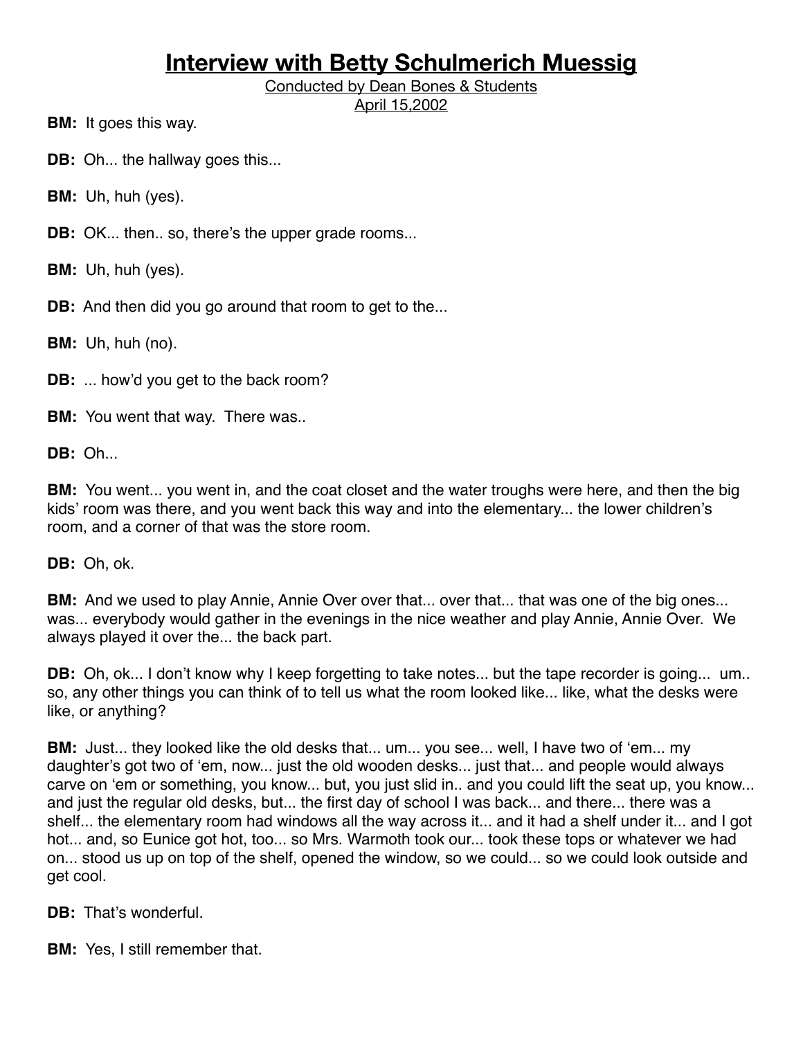# Interview with Betty Schulmerich Muessig

Conducted by Dean Bones & Students
April 15,2002

**BM:** It goes this way.

**DB:** Oh... the hallway goes this...

**BM:** Uh, huh (yes).

**DB:** OK... then.. so, there's the upper grade rooms...

**BM:** Uh, huh (yes).

**DB:** And then did you go around that room to get to the...

**BM:** Uh, huh (no).

**DB:** ... how'd you get to the back room?

**BM:** You went that way. There was..

**DB:** Oh...

**BM:** You went... you went in, and the coat closet and the water troughs were here, and then the big kids' room was there, and you went back this way and into the elementary... the lower children's room, and a corner of that was the store room.

**DB:** Oh, ok.

**BM:** And we used to play Annie, Annie Over over that... over that... that was one of the big ones... was... everybody would gather in the evenings in the nice weather and play Annie, Annie Over. We always played it over the... the back part.

**DB:** Oh, ok... I don't know why I keep forgetting to take notes... but the tape recorder is going... um.. so, any other things you can think of to tell us what the room looked like... like, what the desks were like, or anything?

**BM:** Just... they looked like the old desks that... um... you see... well, I have two of 'em... my daughter's got two of 'em, now... just the old wooden desks... just that... and people would always carve on 'em or something, you know... but, you just slid in.. and you could lift the seat up, you know... and just the regular old desks, but... the first day of school I was back... and there... there was a shelf... the elementary room had windows all the way across it... and it had a shelf under it... and I got hot... and, so Eunice got hot, too... so Mrs. Warmoth took our... took these tops or whatever we had on... stood us up on top of the shelf, opened the window, so we could... so we could look outside and get cool.

**DB:** That's wonderful.

**BM:** Yes, I still remember that.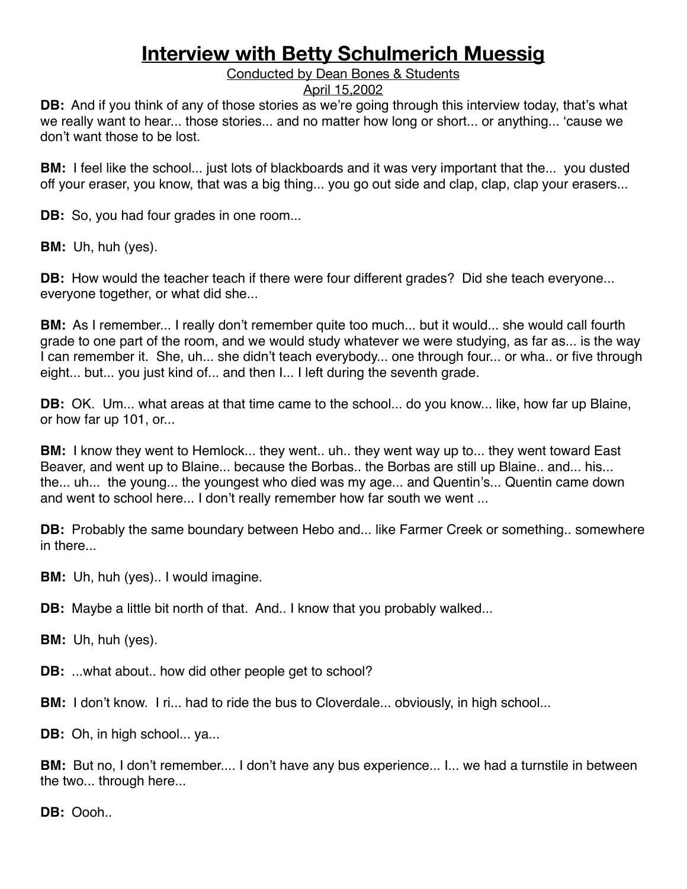# Interview with Betty Schulmerich Muessig

Conducted by Dean Bones & Students

April 15,2002

**DB:** And if you think of any of those stories as we're going through this interview today, that's what we really want to hear... those stories... and no matter how long or short... or anything... 'cause we don't want those to be lost.

**BM:** I feel like the school... just lots of blackboards and it was very important that the... you dusted off your eraser, you know, that was a big thing... you go out side and clap, clap, clap your erasers...

**DB:** So, you had four grades in one room...

**BM:** Uh, huh (yes).

**DB:** How would the teacher teach if there were four different grades? Did she teach everyone... everyone together, or what did she...

**BM:** As I remember... I really don't remember quite too much... but it would... she would call fourth grade to one part of the room, and we would study whatever we were studying, as far as... is the way I can remember it. She, uh... she didn't teach everybody... one through four... or wha.. or five through eight... but... you just kind of... and then I... I left during the seventh grade.

**DB:** OK. Um... what areas at that time came to the school... do you know... like, how far up Blaine, or how far up 101, or...

**BM:** I know they went to Hemlock... they went.. uh.. they went way up to... they went toward East Beaver, and went up to Blaine... because the Borbas.. the Borbas are still up Blaine.. and... his... the... uh... the young... the youngest who died was my age... and Quentin's... Quentin came down and went to school here... I don't really remember how far south we went ...

**DB:** Probably the same boundary between Hebo and... like Farmer Creek or something.. somewhere in there...

**BM:** Uh, huh (yes).. I would imagine.

**DB:** Maybe a little bit north of that. And.. I know that you probably walked...

**BM:** Uh, huh (yes).

**DB:** ...what about.. how did other people get to school?

**BM:** I don't know. I ri... had to ride the bus to Cloverdale... obviously, in high school...

**DB:** Oh, in high school... ya...

**BM:** But no, I don't remember.... I don't have any bus experience... I... we had a turnstile in between the two... through here...

**DB:** Oooh..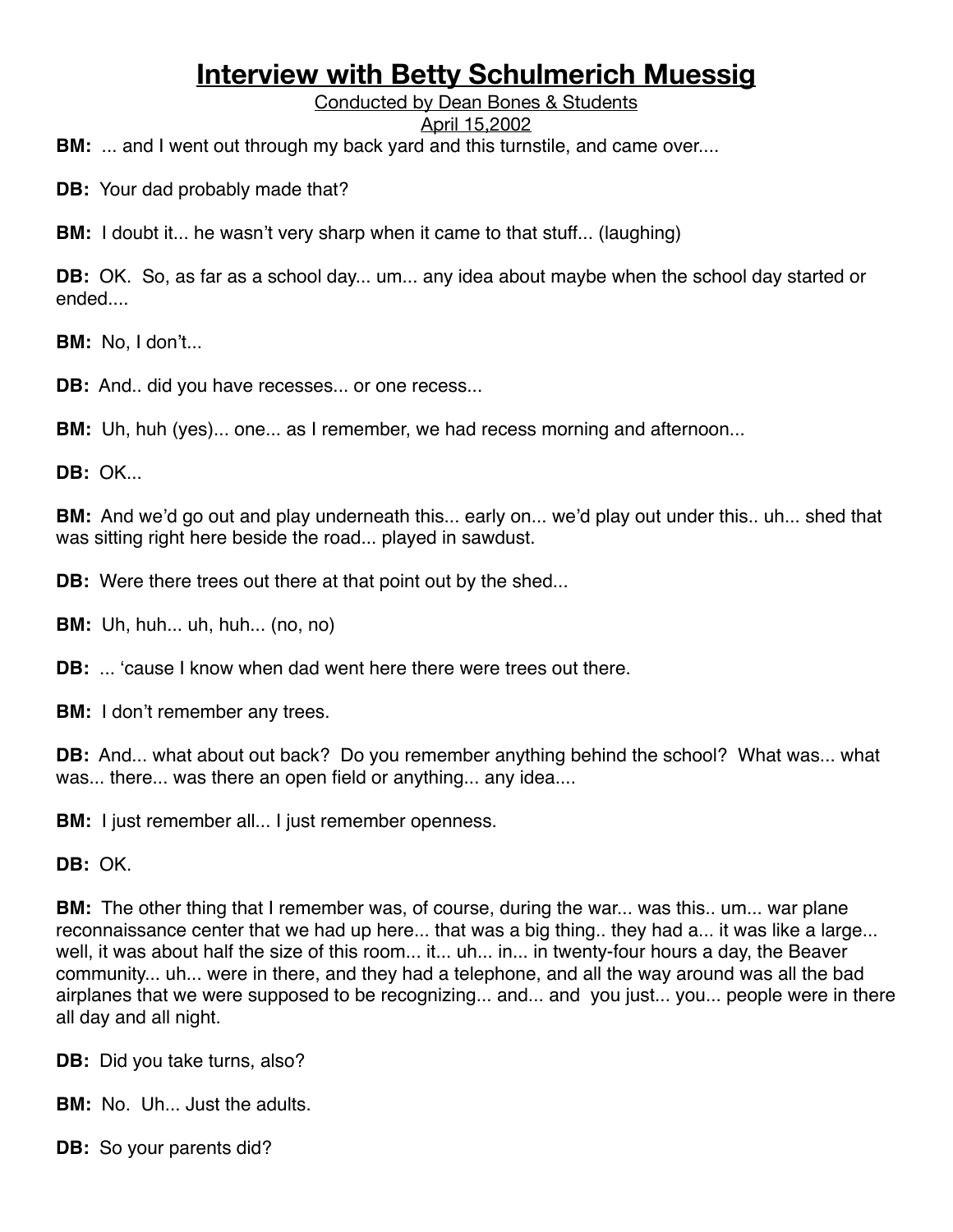# Interview with Betty Schulmerich Muessig

Conducted by Dean Bones & Students

April 15,2002

**BM:** ... and I went out through my back yard and this turnstile, and came over....

**DB:** Your dad probably made that?

**BM:** I doubt it... he wasn't very sharp when it came to that stuff... (laughing)

**DB:** OK. So, as far as a school day... um... any idea about maybe when the school day started or ended....

**BM:** No, I don't...

**DB:** And.. did you have recesses... or one recess...

**BM:** Uh, huh (yes)... one... as I remember, we had recess morning and afternoon...

**DB:** OK...

**BM:** And we'd go out and play underneath this... early on... we'd play out under this.. uh... shed that was sitting right here beside the road... played in sawdust.

**DB:** Were there trees out there at that point out by the shed...

**BM:** Uh, huh... uh, huh... (no, no)

**DB:** ... 'cause I know when dad went here there were trees out there.

**BM:** I don't remember any trees.

**DB:** And... what about out back? Do you remember anything behind the school? What was... what was... there... was there an open field or anything... any idea....

**BM:** I just remember all... I just remember openness.

**DB:** OK.

**BM:** The other thing that I remember was, of course, during the war... was this.. um... war plane reconnaissance center that we had up here... that was a big thing.. they had a... it was like a large... well, it was about half the size of this room... it... uh... in... in twenty-four hours a day, the Beaver community... uh... were in there, and they had a telephone, and all the way around was all the bad airplanes that we were supposed to be recognizing... and... and you just... you... people were in there all day and all night.

**DB:** Did you take turns, also?

**BM:** No. Uh... Just the adults.

**DB:** So your parents did?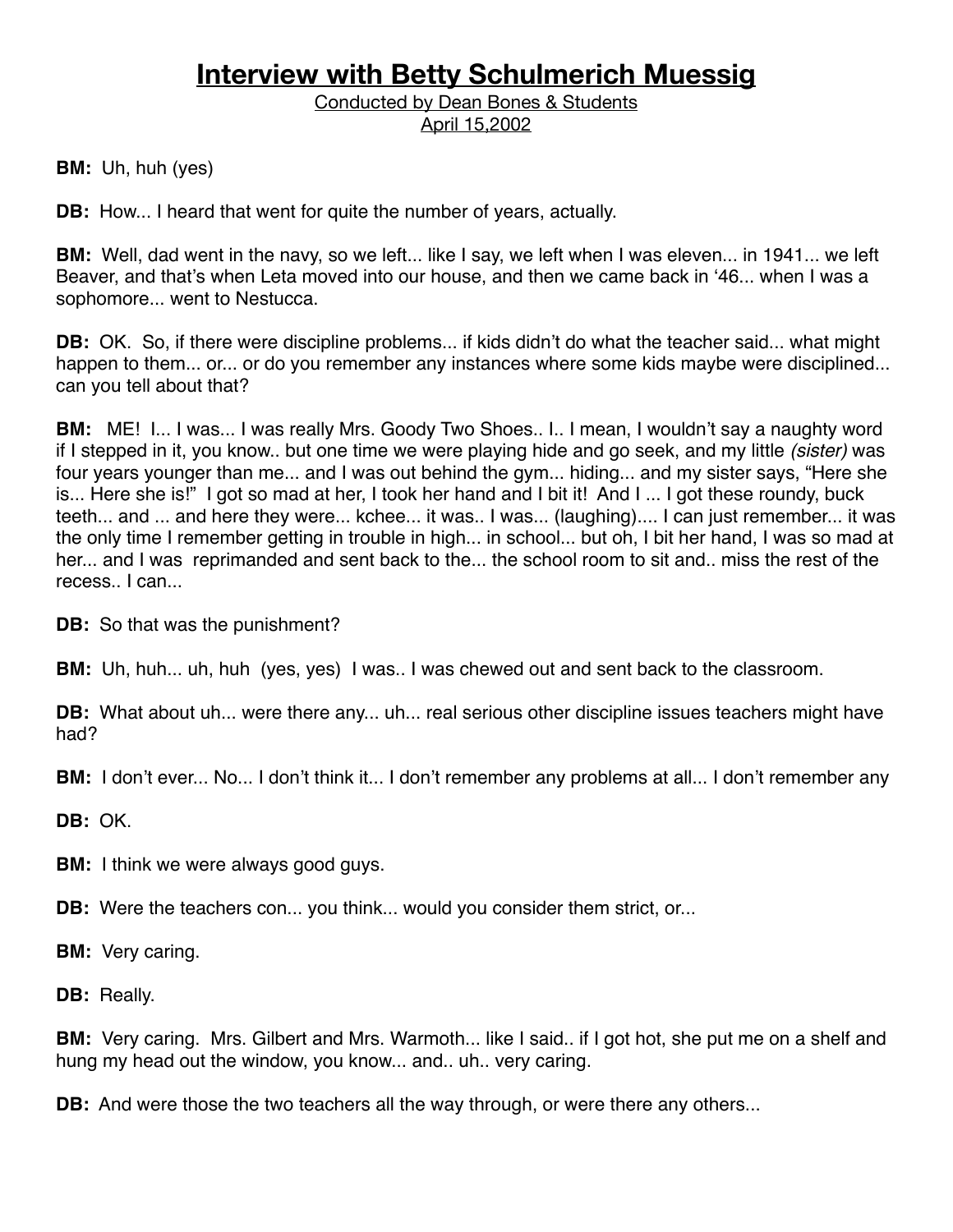# Interview with Betty Schulmerich Muessig

Conducted by Dean Bones & Students
April 15,2002

**BM:** Uh, huh (yes)

**DB:** How... I heard that went for quite the number of years, actually.

**BM:** Well, dad went in the navy, so we left... like I say, we left when I was eleven... in 1941... we left Beaver, and that's when Leta moved into our house, and then we came back in '46... when I was a sophomore... went to Nestucca.

**DB:** OK. So, if there were discipline problems... if kids didn't do what the teacher said... what might happen to them... or... or do you remember any instances where some kids maybe were disciplined... can you tell about that?

**BM:** ME! I... I was... I was really Mrs. Goody Two Shoes.. I.. I mean, I wouldn't say a naughty word if I stepped in it, you know.. but one time we were playing hide and go seek, and my little *(sister)* was four years younger than me... and I was out behind the gym... hiding... and my sister says, "Here she is... Here she is!" I got so mad at her, I took her hand and I bit it! And I ... I got these roundy, buck teeth... and ... and here they were... kchee... it was.. I was... (laughing).... I can just remember... it was the only time I remember getting in trouble in high... in school... but oh, I bit her hand, I was so mad at her... and I was reprimanded and sent back to the... the school room to sit and.. miss the rest of the recess.. I can...

**DB:** So that was the punishment?

**BM:** Uh, huh... uh, huh (yes, yes) I was.. I was chewed out and sent back to the classroom.

**DB:** What about uh... were there any... uh... real serious other discipline issues teachers might have had?

**BM:** I don't ever... No... I don't think it... I don't remember any problems at all... I don't remember any

**DB:** OK.

**BM:** I think we were always good guys.

**DB:** Were the teachers con... you think... would you consider them strict, or...

**BM:** Very caring.

**DB:** Really.

**BM:** Very caring. Mrs. Gilbert and Mrs. Warmoth... like I said.. if I got hot, she put me on a shelf and hung my head out the window, you know... and.. uh.. very caring.

**DB:** And were those the two teachers all the way through, or were there any others...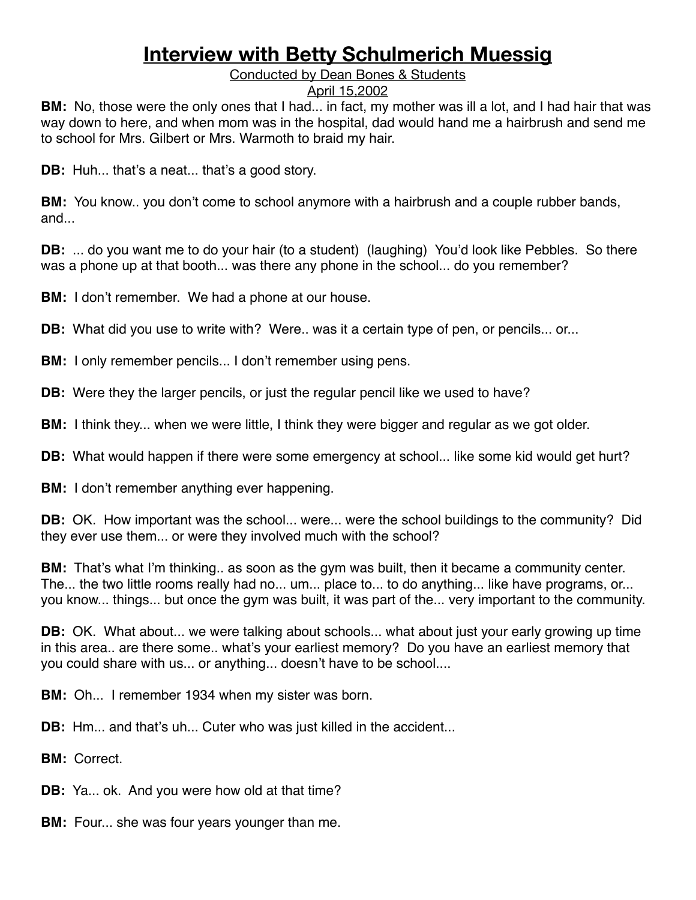# Interview with Betty Schulmerich Muessig

Conducted by Dean Bones & Students

April 15,2002

**BM:** No, those were the only ones that I had... in fact, my mother was ill a lot, and I had hair that was way down to here, and when mom was in the hospital, dad would hand me a hairbrush and send me to school for Mrs. Gilbert or Mrs. Warmoth to braid my hair.

**DB:** Huh... that's a neat... that's a good story.

**BM:** You know.. you don't come to school anymore with a hairbrush and a couple rubber bands, and...

**DB:** ... do you want me to do your hair (to a student) (laughing) You'd look like Pebbles. So there was a phone up at that booth... was there any phone in the school... do you remember?

**BM:** I don't remember. We had a phone at our house.

**DB:** What did you use to write with? Were.. was it a certain type of pen, or pencils... or...

**BM:** I only remember pencils... I don't remember using pens.

**DB:** Were they the larger pencils, or just the regular pencil like we used to have?

**BM:** I think they... when we were little, I think they were bigger and regular as we got older.

**DB:** What would happen if there were some emergency at school... like some kid would get hurt?

**BM:** I don't remember anything ever happening.

**DB:** OK. How important was the school... were... were the school buildings to the community? Did they ever use them... or were they involved much with the school?

**BM:** That's what I'm thinking.. as soon as the gym was built, then it became a community center. The... the two little rooms really had no... um... place to... to do anything... like have programs, or... you know... things... but once the gym was built, it was part of the... very important to the community.

**DB:** OK. What about... we were talking about schools... what about just your early growing up time in this area.. are there some.. what's your earliest memory? Do you have an earliest memory that you could share with us... or anything... doesn't have to be school....

**BM:** Oh... I remember 1934 when my sister was born.

**DB:** Hm... and that's uh... Cuter who was just killed in the accident...

**BM:** Correct.

**DB:** Ya... ok. And you were how old at that time?

**BM:** Four... she was four years younger than me.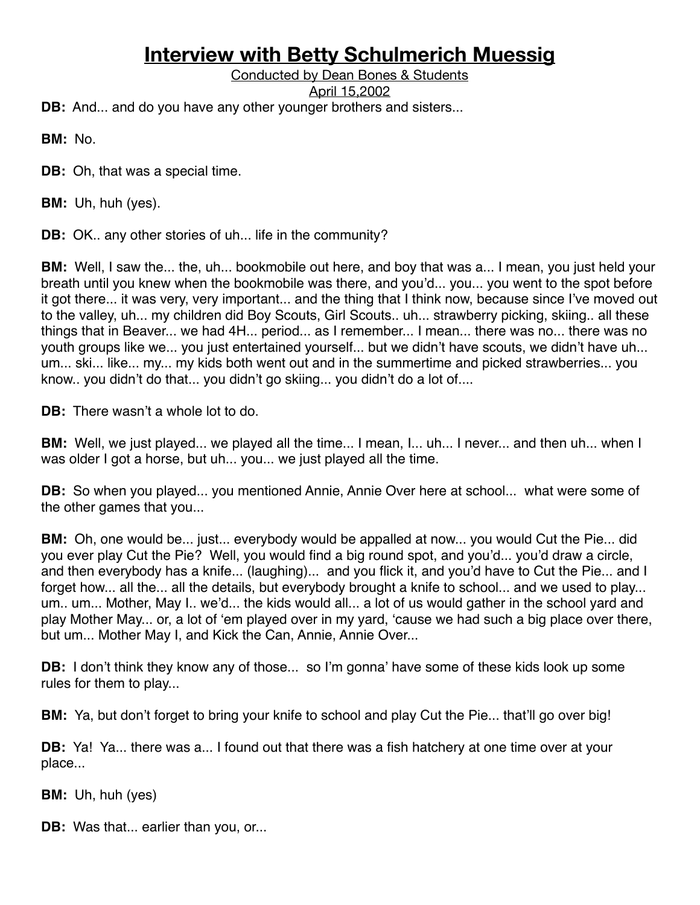# Interview with Betty Schulmerich Muessig

Conducted by Dean Bones & Students

April 15,2002

**DB:** And... and do you have any other younger brothers and sisters...

**BM:** No.

**DB:** Oh, that was a special time.

**BM:** Uh, huh (yes).

**DB:** OK.. any other stories of uh... life in the community?

**BM:** Well, I saw the... the, uh... bookmobile out here, and boy that was a... I mean, you just held your breath until you knew when the bookmobile was there, and you'd... you... you went to the spot before it got there... it was very, very important... and the thing that I think now, because since I've moved out to the valley, uh... my children did Boy Scouts, Girl Scouts.. uh... strawberry picking, skiing.. all these things that in Beaver... we had 4H... period... as I remember... I mean... there was no... there was no youth groups like we... you just entertained yourself... but we didn't have scouts, we didn't have uh... um... ski... like... my... my kids both went out and in the summertime and picked strawberries... you know.. you didn't do that... you didn't go skiing... you didn't do a lot of....

**DB:** There wasn't a whole lot to do.

**BM:** Well, we just played... we played all the time... I mean, I... uh... I never... and then uh... when I was older I got a horse, but uh... you... we just played all the time.

**DB:** So when you played... you mentioned Annie, Annie Over here at school... what were some of the other games that you...

**BM:** Oh, one would be... just... everybody would be appalled at now... you would Cut the Pie... did you ever play Cut the Pie? Well, you would find a big round spot, and you'd... you'd draw a circle, and then everybody has a knife... (laughing)... and you flick it, and you'd have to Cut the Pie... and I forget how... all the... all the details, but everybody brought a knife to school... and we used to play... um.. um... Mother, May I.. we'd... the kids would all... a lot of us would gather in the school yard and play Mother May... or, a lot of 'em played over in my yard, 'cause we had such a big place over there, but um... Mother May I, and Kick the Can, Annie, Annie Over...

**DB:** I don't think they know any of those... so I'm gonna' have some of these kids look up some rules for them to play...

**BM:** Ya, but don't forget to bring your knife to school and play Cut the Pie... that'll go over big!

**DB:** Ya! Ya... there was a... I found out that there was a fish hatchery at one time over at your place...

**BM:** Uh, huh (yes)

**DB:** Was that... earlier than you, or...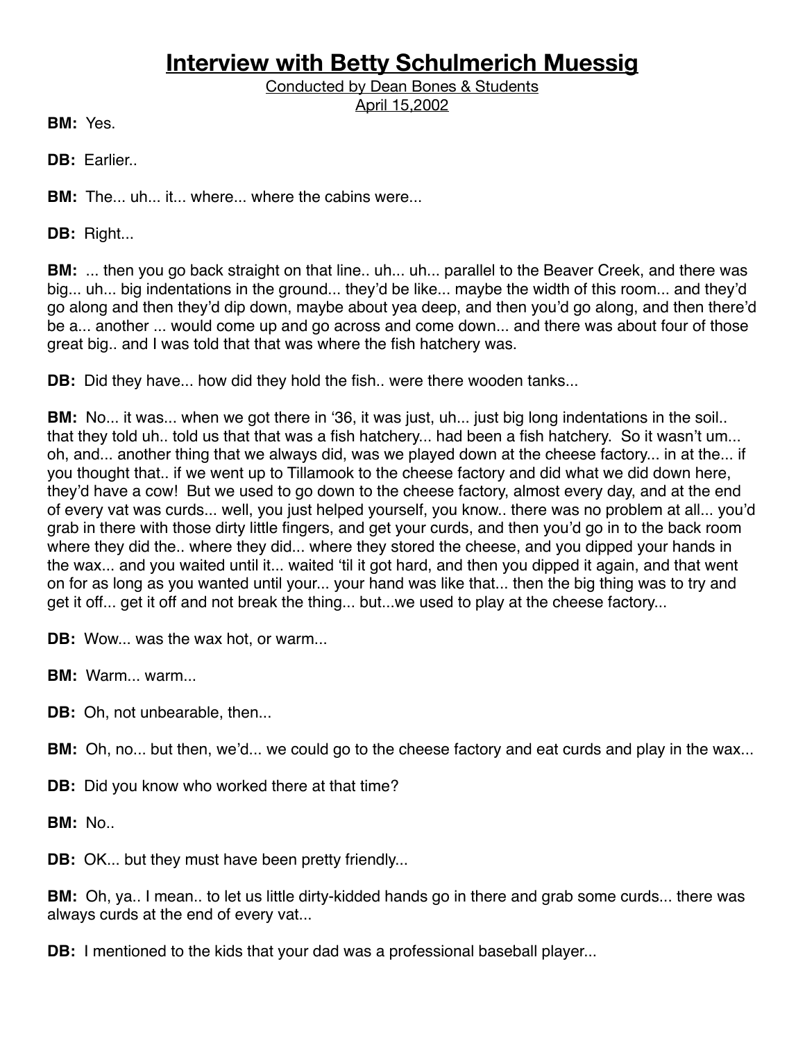# Interview with Betty Schulmerich Muessig

Conducted by Dean Bones & Students
April 15,2002

**BM:** Yes.

**DB:** Earlier..

**BM:** The... uh... it... where... where the cabins were...

**DB:** Right...

**BM:** ... then you go back straight on that line.. uh... uh... parallel to the Beaver Creek, and there was big... uh... big indentations in the ground... they'd be like... maybe the width of this room... and they'd go along and then they'd dip down, maybe about yea deep, and then you'd go along, and then there'd be a... another ... would come up and go across and come down... and there was about four of those great big.. and I was told that that was where the fish hatchery was.

**DB:** Did they have... how did they hold the fish.. were there wooden tanks...

**BM:** No... it was... when we got there in '36, it was just, uh... just big long indentations in the soil.. that they told uh.. told us that that was a fish hatchery... had been a fish hatchery. So it wasn't um... oh, and... another thing that we always did, was we played down at the cheese factory... in at the... if you thought that.. if we went up to Tillamook to the cheese factory and did what we did down here, they'd have a cow! But we used to go down to the cheese factory, almost every day, and at the end of every vat was curds... well, you just helped yourself, you know.. there was no problem at all... you'd grab in there with those dirty little fingers, and get your curds, and then you'd go in to the back room where they did the.. where they did... where they stored the cheese, and you dipped your hands in the wax... and you waited until it... waited 'til it got hard, and then you dipped it again, and that went on for as long as you wanted until your... your hand was like that... then the big thing was to try and get it off... get it off and not break the thing... but...we used to play at the cheese factory...

**DB:** Wow... was the wax hot, or warm...

**BM:** Warm... warm...

**DB:** Oh, not unbearable, then...

**BM:** Oh, no... but then, we'd... we could go to the cheese factory and eat curds and play in the wax...

**DB:** Did you know who worked there at that time?

**BM:** No..

**DB:** OK... but they must have been pretty friendly...

**BM:** Oh, ya.. I mean.. to let us little dirty-kidded hands go in there and grab some curds... there was always curds at the end of every vat...

**DB:** I mentioned to the kids that your dad was a professional baseball player...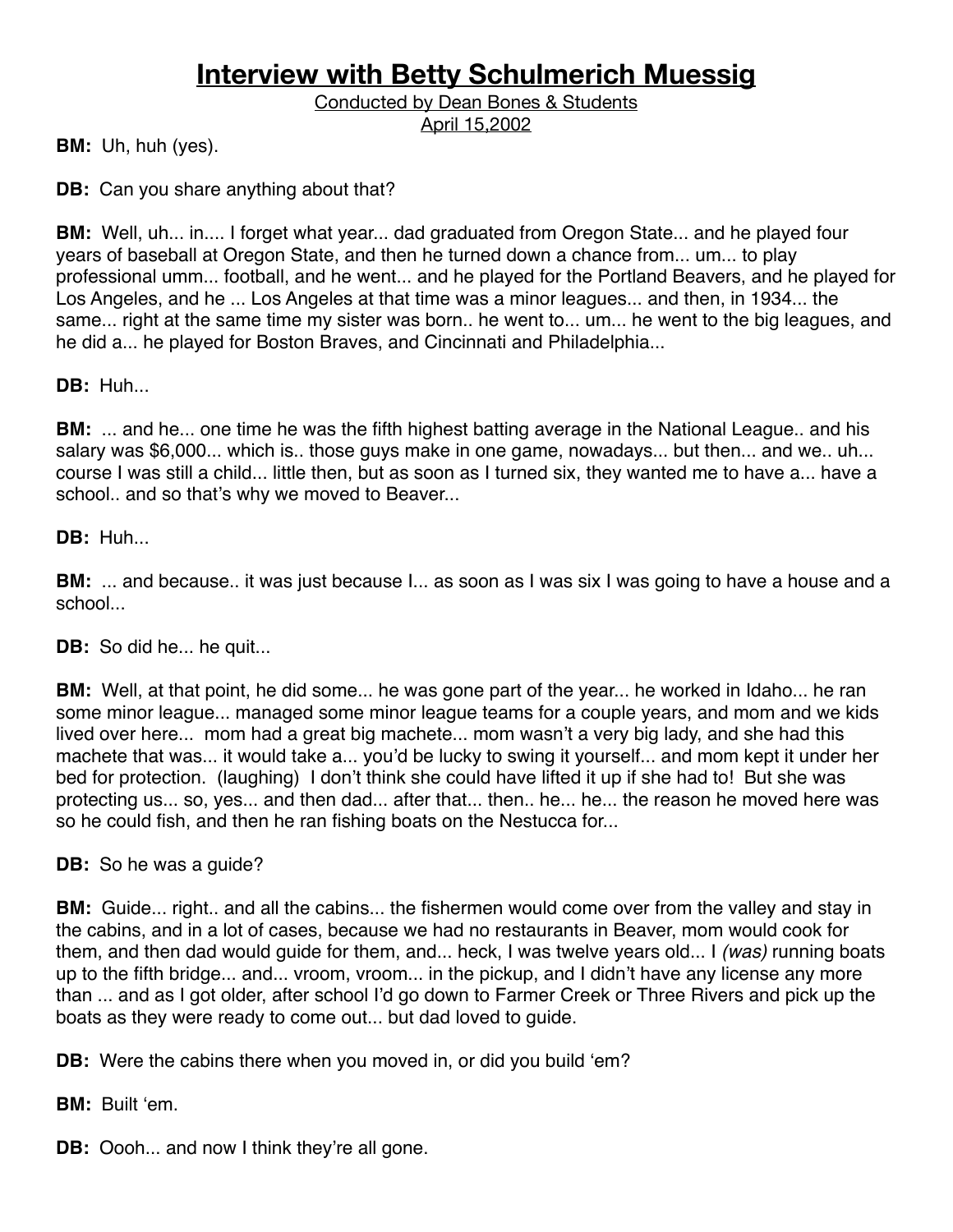# Interview with Betty Schulmerich Muessig

Conducted by Dean Bones & Students
April 15,2002

**BM:** Uh, huh (yes).

**DB:** Can you share anything about that?

**BM:** Well, uh... in.... I forget what year... dad graduated from Oregon State... and he played four years of baseball at Oregon State, and then he turned down a chance from... um... to play professional umm... football, and he went... and he played for the Portland Beavers, and he played for Los Angeles, and he ... Los Angeles at that time was a minor leagues... and then, in 1934... the same... right at the same time my sister was born.. he went to... um... he went to the big leagues, and he did a... he played for Boston Braves, and Cincinnati and Philadelphia...

**DB:** Huh...

**BM:** ... and he... one time he was the fifth highest batting average in the National League.. and his salary was $6,000... which is.. those guys make in one game, nowadays... but then... and we.. uh... course I was still a child... little then, but as soon as I turned six, they wanted me to have a... have a school.. and so that's why we moved to Beaver...

**DB:** Huh...

**BM:** ... and because.. it was just because I... as soon as I was six I was going to have a house and a school...

**DB:** So did he... he quit...

**BM:** Well, at that point, he did some... he was gone part of the year... he worked in Idaho... he ran some minor league... managed some minor league teams for a couple years, and mom and we kids lived over here... mom had a great big machete... mom wasn't a very big lady, and she had this machete that was... it would take a... you'd be lucky to swing it yourself... and mom kept it under her bed for protection. (laughing) I don't think she could have lifted it up if she had to! But she was protecting us... so, yes... and then dad... after that... then.. he... he... the reason he moved here was so he could fish, and then he ran fishing boats on the Nestucca for...

**DB:** So he was a guide?

**BM:** Guide... right.. and all the cabins... the fishermen would come over from the valley and stay in the cabins, and in a lot of cases, because we had no restaurants in Beaver, mom would cook for them, and then dad would guide for them, and... heck, I was twelve years old... I *(was)* running boats up to the fifth bridge... and... vroom, vroom... in the pickup, and I didn't have any license any more than ... and as I got older, after school I'd go down to Farmer Creek or Three Rivers and pick up the boats as they were ready to come out... but dad loved to guide.

**DB:** Were the cabins there when you moved in, or did you build 'em?

**BM:** Built 'em.

**DB:** Oooh... and now I think they're all gone.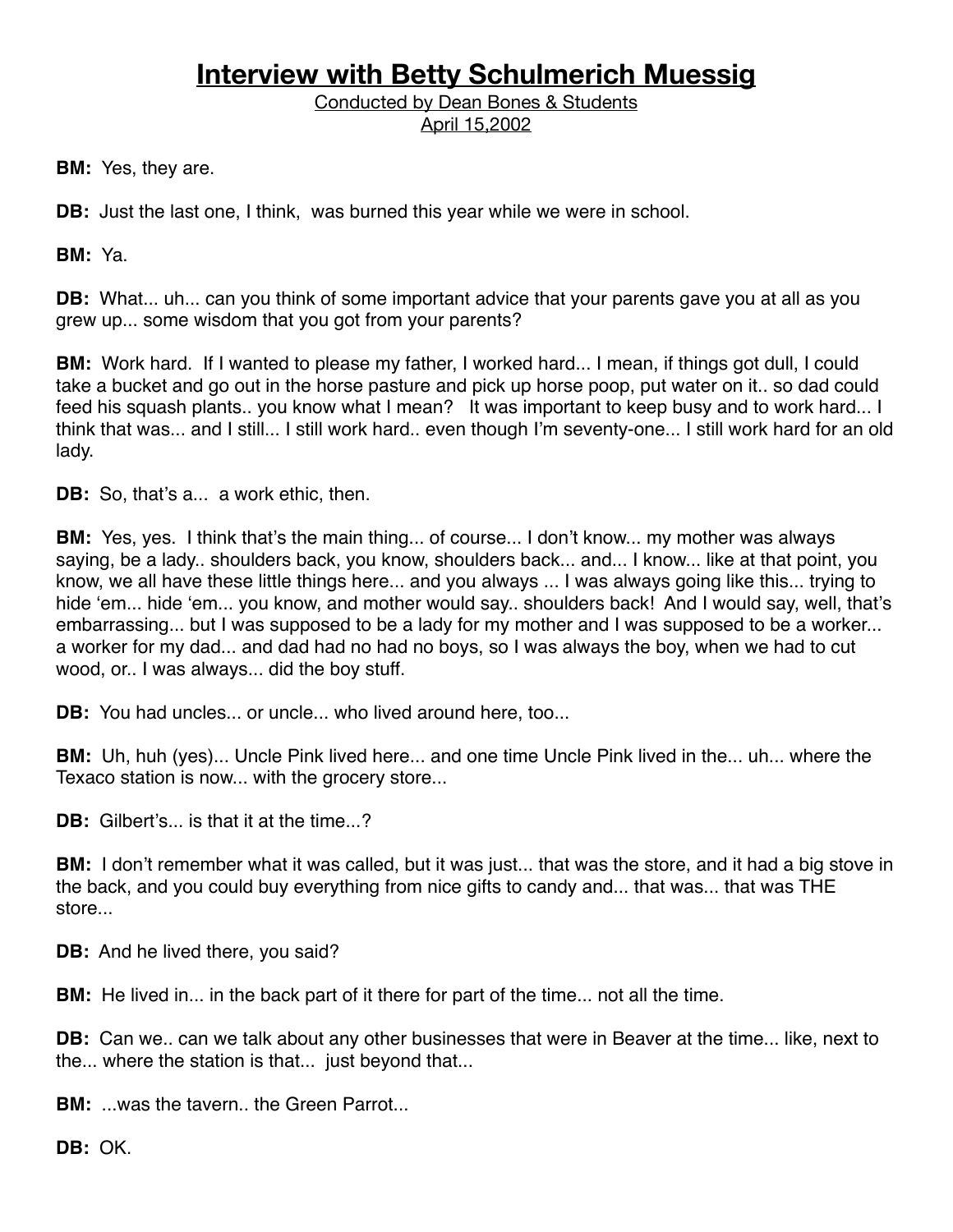# Interview with Betty Schulmerich Muessig

Conducted by Dean Bones & Students
April 15,2002

**BM:** Yes, they are.

**DB:** Just the last one, I think, was burned this year while we were in school.

**BM:** Ya.

**DB:** What... uh... can you think of some important advice that your parents gave you at all as you grew up... some wisdom that you got from your parents?

**BM:** Work hard. If I wanted to please my father, I worked hard... I mean, if things got dull, I could take a bucket and go out in the horse pasture and pick up horse poop, put water on it.. so dad could feed his squash plants.. you know what I mean? It was important to keep busy and to work hard... I think that was... and I still... I still work hard.. even though I'm seventy-one... I still work hard for an old lady.

**DB:** So, that's a... a work ethic, then.

**BM:** Yes, yes. I think that's the main thing... of course... I don't know... my mother was always saying, be a lady.. shoulders back, you know, shoulders back... and... I know... like at that point, you know, we all have these little things here... and you always ... I was always going like this... trying to hide 'em... hide 'em... you know, and mother would say.. shoulders back! And I would say, well, that's embarrassing... but I was supposed to be a lady for my mother and I was supposed to be a worker... a worker for my dad... and dad had no had no boys, so I was always the boy, when we had to cut wood, or.. I was always... did the boy stuff.

**DB:** You had uncles... or uncle... who lived around here, too...

**BM:** Uh, huh (yes)... Uncle Pink lived here... and one time Uncle Pink lived in the... uh... where the Texaco station is now... with the grocery store...

**DB:** Gilbert's... is that it at the time...?

**BM:** I don't remember what it was called, but it was just... that was the store, and it had a big stove in the back, and you could buy everything from nice gifts to candy and... that was... that was THE store...

**DB:** And he lived there, you said?

**BM:** He lived in... in the back part of it there for part of the time... not all the time.

**DB:** Can we.. can we talk about any other businesses that were in Beaver at the time... like, next to the... where the station is that... just beyond that...

**BM:** ...was the tavern.. the Green Parrot...

**DB:** OK.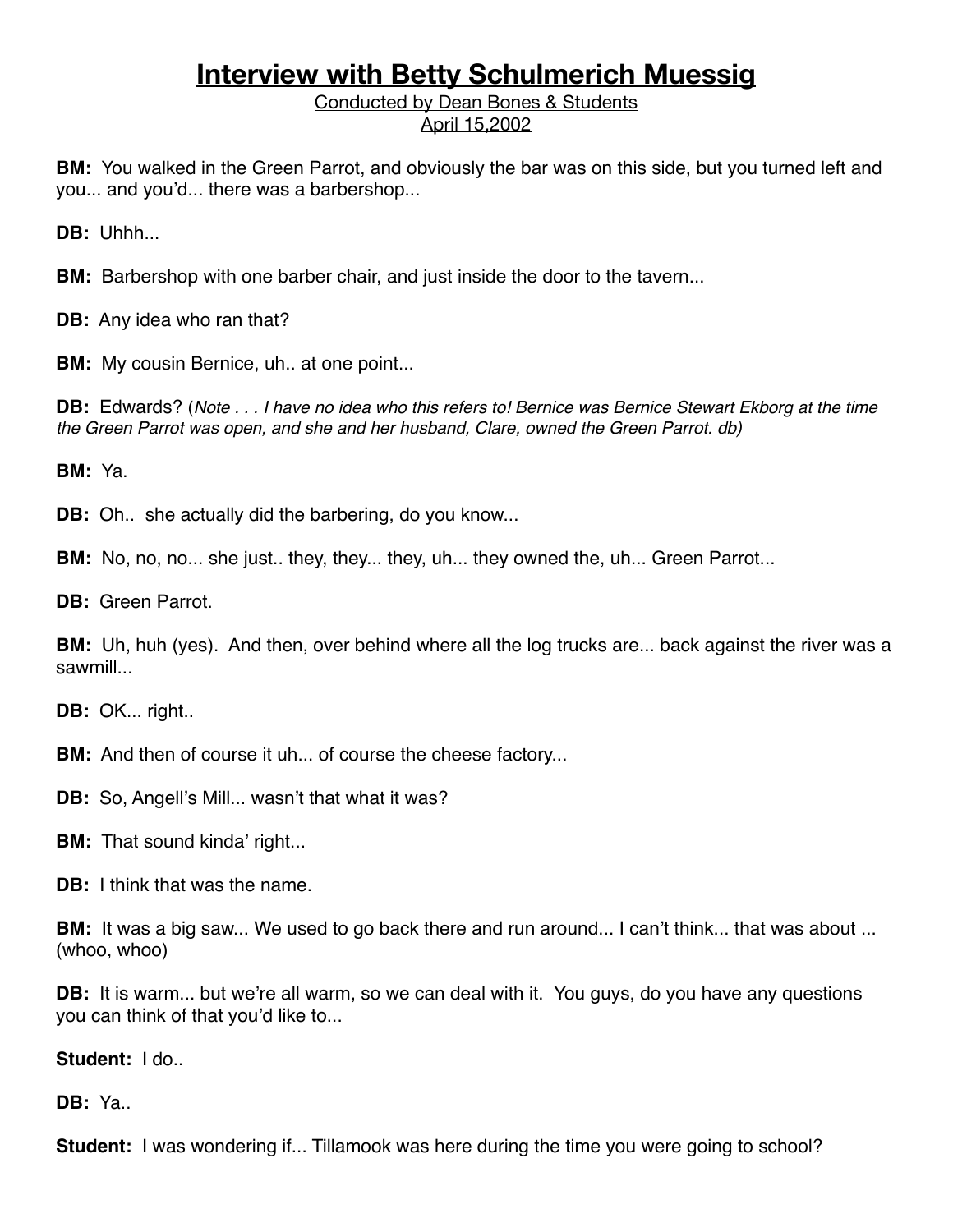# Interview with Betty Schulmerich Muessig

Conducted by Dean Bones & Students
April 15,2002

**BM:** You walked in the Green Parrot, and obviously the bar was on this side, but you turned left and you... and you'd... there was a barbershop...

**DB:** Uhhh...

**BM:** Barbershop with one barber chair, and just inside the door to the tavern...

**DB:** Any idea who ran that?

**BM:** My cousin Bernice, uh.. at one point...

**DB:** Edwards? (*Note . . . I have no idea who this refers to! Bernice was Bernice Stewart Ekborg at the time the Green Parrot was open, and she and her husband, Clare, owned the Green Parrot. db)*

**BM:** Ya.

**DB:** Oh.. she actually did the barbering, do you know...

**BM:** No, no, no... she just.. they, they... they, uh... they owned the, uh... Green Parrot...

**DB:** Green Parrot.

**BM:** Uh, huh (yes). And then, over behind where all the log trucks are... back against the river was a sawmill...

**DB:** OK... right..

**BM:** And then of course it uh... of course the cheese factory...

**DB:** So, Angell's Mill... wasn't that what it was?

**BM:** That sound kinda' right...

**DB:** I think that was the name.

**BM:** It was a big saw... We used to go back there and run around... I can't think... that was about ... (whoo, whoo)

**DB:** It is warm... but we're all warm, so we can deal with it. You guys, do you have any questions you can think of that you'd like to...

**Student:** I do..

**DB:** Ya..

**Student:** I was wondering if... Tillamook was here during the time you were going to school?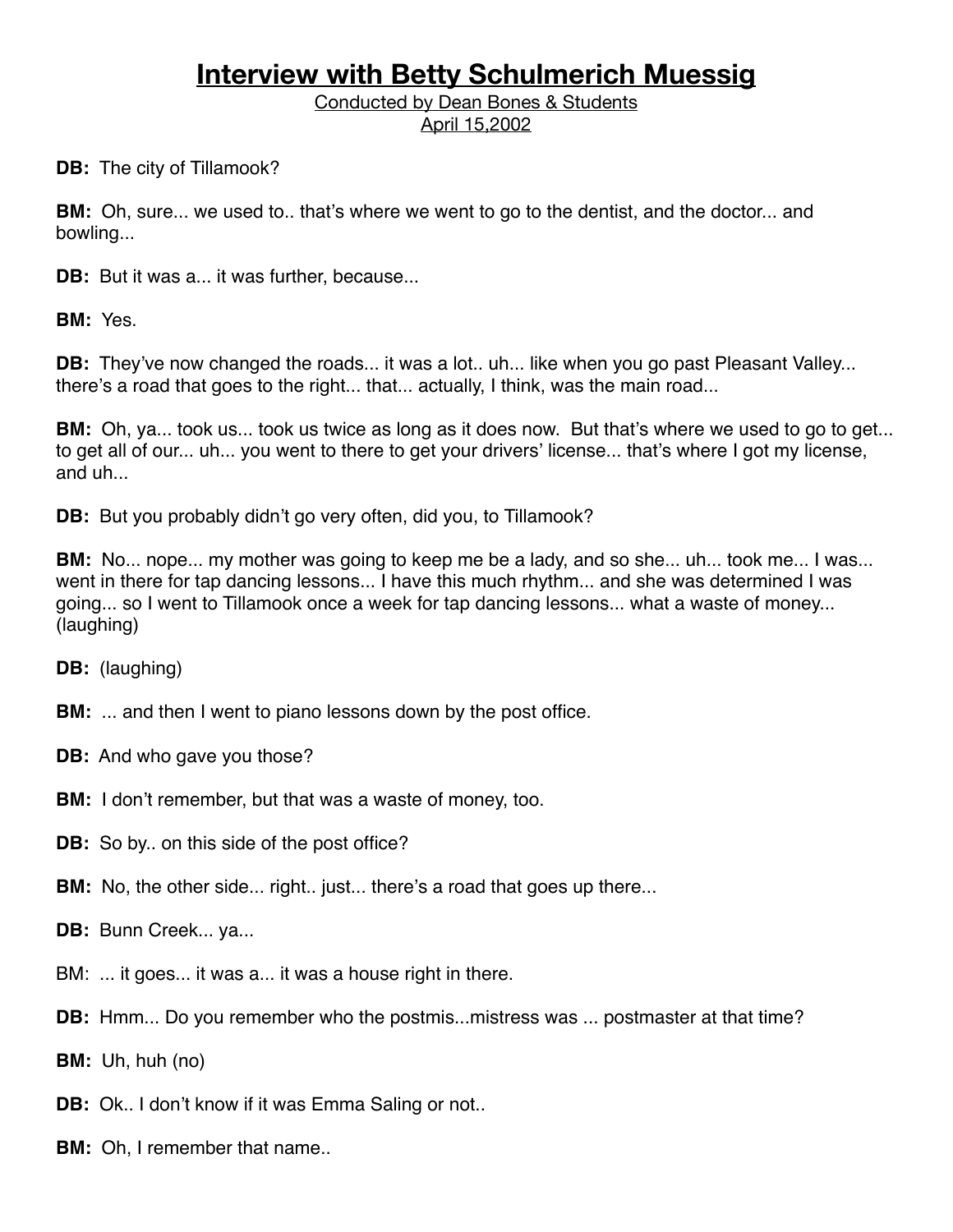# Interview with Betty Schulmerich Muessig

Conducted by Dean Bones & Students

April 15,2002

**DB:** The city of Tillamook?

**BM:** Oh, sure... we used to.. that's where we went to go to the dentist, and the doctor... and bowling...

**DB:** But it was a... it was further, because...

**BM:** Yes.

**DB:** They've now changed the roads... it was a lot.. uh... like when you go past Pleasant Valley... there's a road that goes to the right... that... actually, I think, was the main road...

**BM:** Oh, ya... took us... took us twice as long as it does now. But that's where we used to go to get... to get all of our... uh... you went to there to get your drivers' license... that's where I got my license, and uh...

**DB:** But you probably didn't go very often, did you, to Tillamook?

**BM:** No... nope... my mother was going to keep me be a lady, and so she... uh... took me... I was... went in there for tap dancing lessons... I have this much rhythm... and she was determined I was going... so I went to Tillamook once a week for tap dancing lessons... what a waste of money... (laughing)

**DB:** (laughing)

**BM:** ... and then I went to piano lessons down by the post office.

**DB:** And who gave you those?

**BM:** I don't remember, but that was a waste of money, too.

**DB:** So by.. on this side of the post office?

**BM:** No, the other side... right.. just... there's a road that goes up there...

**DB:** Bunn Creek... ya...

BM: ... it goes... it was a... it was a house right in there.

**DB:** Hmm... Do you remember who the postmis...mistress was ... postmaster at that time?

**BM:** Uh, huh (no)

**DB:** Ok.. I don't know if it was Emma Saling or not..

**BM:** Oh, I remember that name..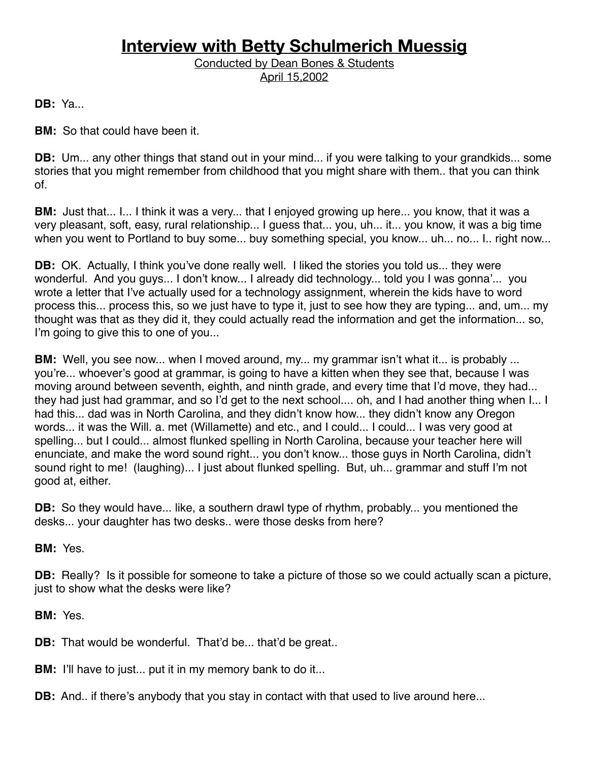# Interview with Betty Schulmerich Muessig

Conducted by Dean Bones & Students
April 15,2002

**DB:** Ya...

**BM:** So that could have been it.

**DB:** Um... any other things that stand out in your mind... if you were talking to your grandkids... some stories that you might remember from childhood that you might share with them.. that you can think of.

**BM:** Just that... I... I think it was a very... that I enjoyed growing up here... you know, that it was a very pleasant, soft, easy, rural relationship... I guess that... you, uh... it... you know, it was a big time when you went to Portland to buy some... buy something special, you know... uh... no... I.. right now...

**DB:** OK. Actually, I think you've done really well. I liked the stories you told us... they were wonderful. And you guys... I don't know... I already did technology... told you I was gonna'... you wrote a letter that I've actually used for a technology assignment, wherein the kids have to word process this... process this, so we just have to type it, just to see how they are typing... and, um... my thought was that as they did it, they could actually read the information and get the information... so, I'm going to give this to one of you...

**BM:** Well, you see now... when I moved around, my... my grammar isn't what it... is probably ... you're... whoever's good at grammar, is going to have a kitten when they see that, because I was moving around between seventh, eighth, and ninth grade, and every time that I'd move, they had... they had just had grammar, and so I'd get to the next school.... oh, and I had another thing when I... I had this... dad was in North Carolina, and they didn't know how... they didn't know any Oregon words... it was the Will. a. met (Willamette) and etc., and I could... I could... I was very good at spelling... but I could... almost flunked spelling in North Carolina, because your teacher here will enunciate, and make the word sound right... you don't know... those guys in North Carolina, didn't sound right to me! (laughing)... I just about flunked spelling. But, uh... grammar and stuff I'm not good at, either.

**DB:** So they would have... like, a southern drawl type of rhythm, probably... you mentioned the desks... your daughter has two desks.. were those desks from here?

**BM:** Yes.

**DB:** Really? Is it possible for someone to take a picture of those so we could actually scan a picture, just to show what the desks were like?

**BM:** Yes.

**DB:** That would be wonderful. That'd be... that'd be great..

**BM:** I'll have to just... put it in my memory bank to do it...

**DB:** And.. if there's anybody that you stay in contact with that used to live around here...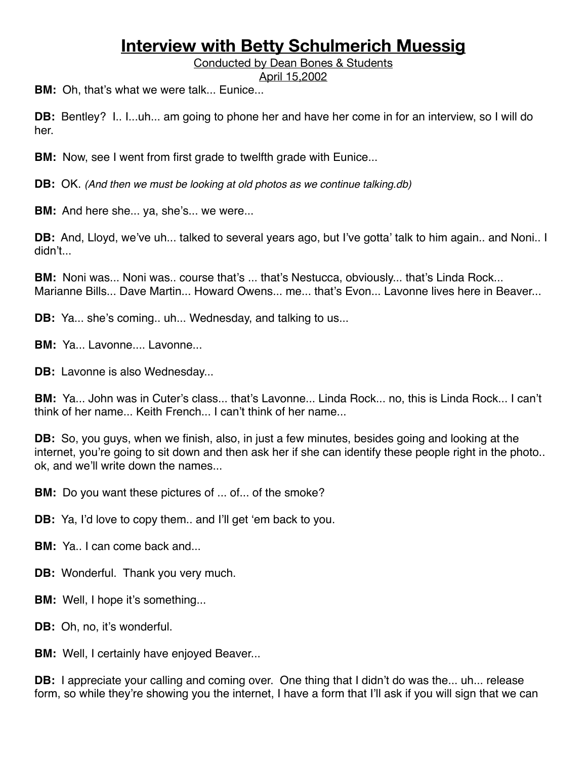# Interview with Betty Schulmerich Muessig

Conducted by Dean Bones & Students

April 15,2002

**BM:** Oh, that's what we were talk... Eunice...

**DB:** Bentley? I.. I...uh... am going to phone her and have her come in for an interview, so I will do her.

**BM:** Now, see I went from first grade to twelfth grade with Eunice...

**DB:** OK. *(And then we must be looking at old photos as we continue talking.db)*

**BM:** And here she... ya, she's... we were...

**DB:** And, Lloyd, we've uh... talked to several years ago, but I've gotta' talk to him again.. and Noni.. I didn't...

**BM:** Noni was... Noni was.. course that's ... that's Nestucca, obviously... that's Linda Rock... Marianne Bills... Dave Martin... Howard Owens... me... that's Evon... Lavonne lives here in Beaver...

**DB:** Ya... she's coming.. uh... Wednesday, and talking to us...

**BM:** Ya... Lavonne.... Lavonne...

**DB:** Lavonne is also Wednesday...

**BM:** Ya... John was in Cuter's class... that's Lavonne... Linda Rock... no, this is Linda Rock... I can't think of her name... Keith French... I can't think of her name...

**DB:** So, you guys, when we finish, also, in just a few minutes, besides going and looking at the internet, you're going to sit down and then ask her if she can identify these people right in the photo.. ok, and we'll write down the names...

**BM:** Do you want these pictures of ... of... of the smoke?

**DB:** Ya, I'd love to copy them.. and I'll get 'em back to you.

**BM:** Ya.. I can come back and...

**DB:** Wonderful. Thank you very much.

**BM:** Well, I hope it's something...

**DB:** Oh, no, it's wonderful.

**BM:** Well, I certainly have enjoyed Beaver...

**DB:** I appreciate your calling and coming over. One thing that I didn't do was the... uh... release form, so while they're showing you the internet, I have a form that I'll ask if you will sign that we can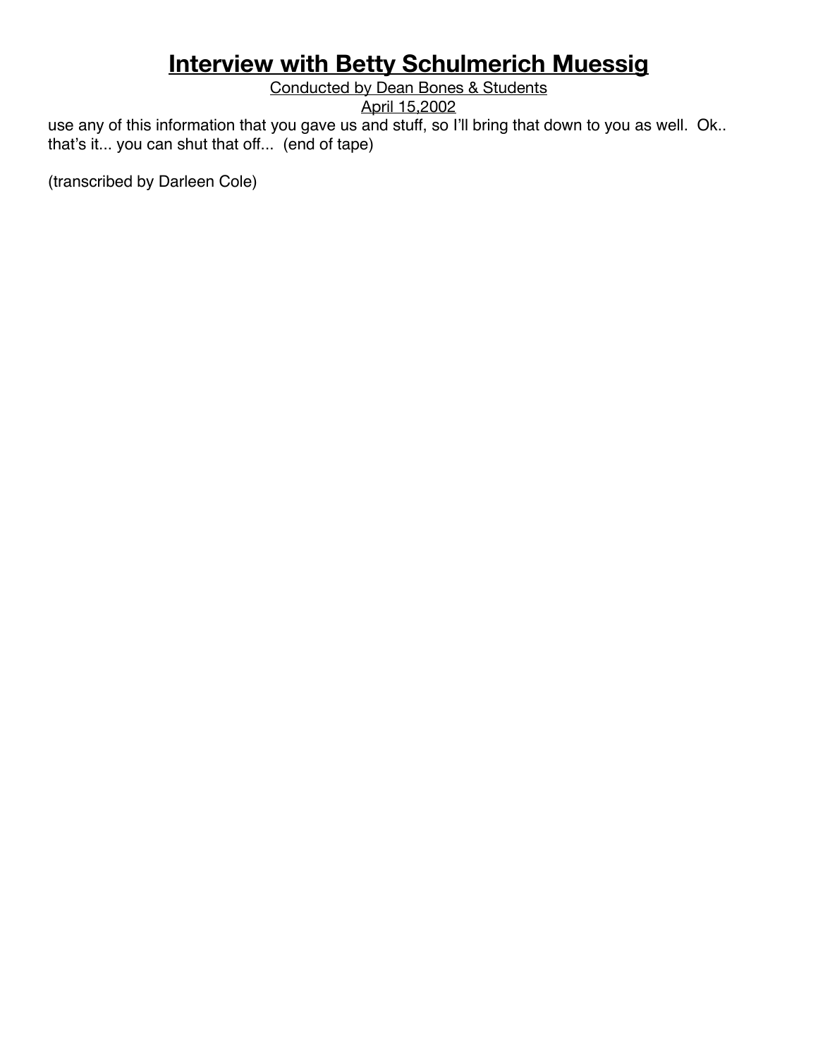use any of this information that you gave us and stuff, so I'll bring that down to you as well. Ok.. that's it... you can shut that off... (end of tape)

(transcribed by Darleen Cole)